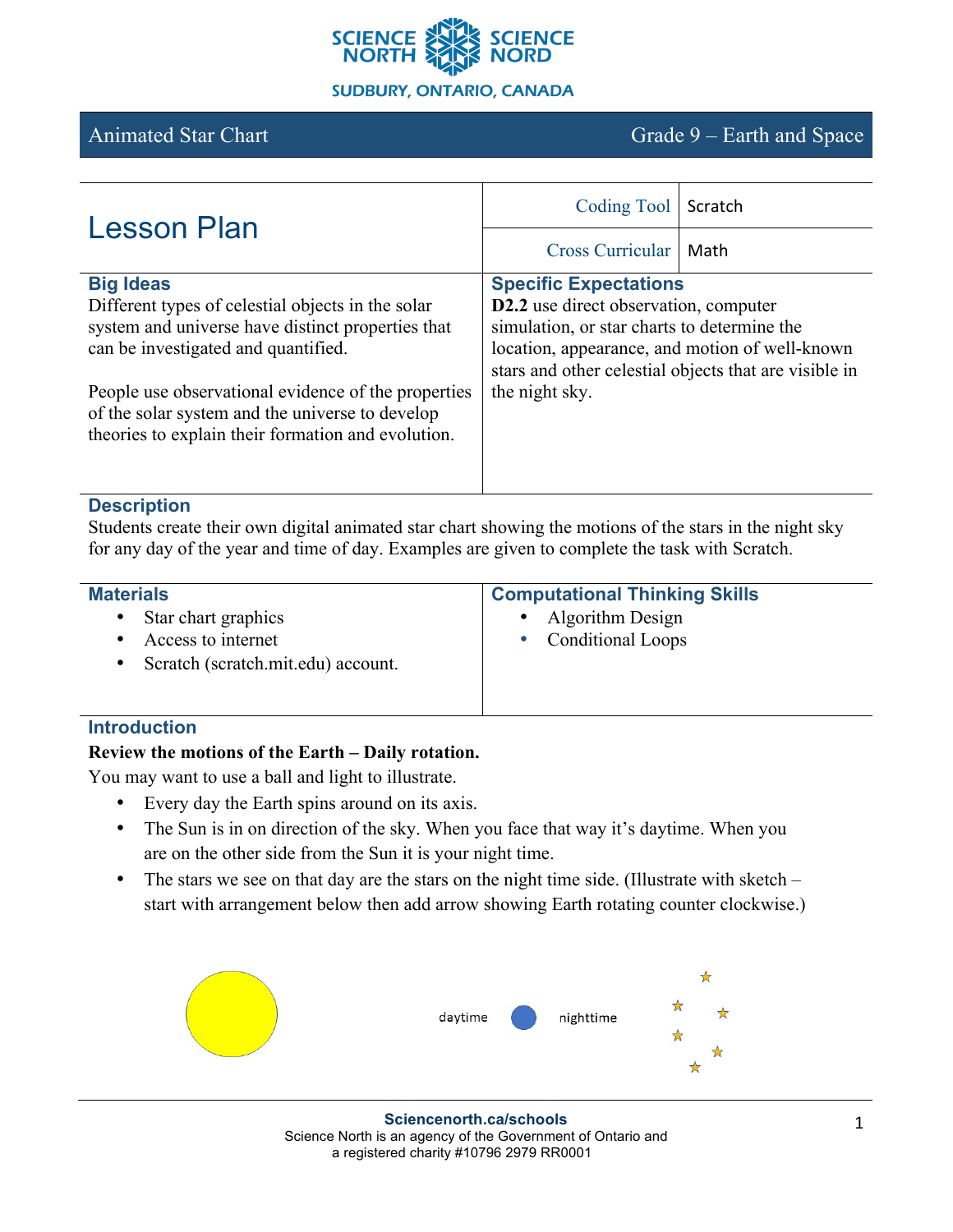SCIENCE NORTH SCIENCE NORD
SUDBURY, ONTARIO, CANADA

# Animated Star Chart — Grade 9 – Earth and Space

| Lesson Plan | Coding Tool | Scratch |
|---|---|---|
| | Cross Curricular | Math |

## Big Ideas

Different types of celestial objects in the solar system and universe have distinct properties that can be investigated and quantified.

People use observational evidence of the properties of the solar system and the universe to develop theories to explain their formation and evolution.

## Specific Expectations

**D2.2** use direct observation, computer simulation, or star charts to determine the location, appearance, and motion of well-known stars and other celestial objects that are visible in the night sky.

## Description

Students create their own digital animated star chart showing the motions of the stars in the night sky for any day of the year and time of day. Examples are given to complete the task with Scratch.

## Materials

- Star chart graphics
- Access to internet
- Scratch (scratch.mit.edu) account.

## Computational Thinking Skills

- Algorithm Design
- Conditional Loops

## Introduction

**Review the motions of the Earth – Daily rotation.**

You may want to use a ball and light to illustrate.

- Every day the Earth spins around on its axis.
- The Sun is in on direction of the sky. When you face that way it's daytime. When you are on the other side from the Sun it is your night time.
- The stars we see on that day are the stars on the night time side. (Illustrate with sketch – start with arrangement below then add arrow showing Earth rotating counter clockwise.)

daytime nighttime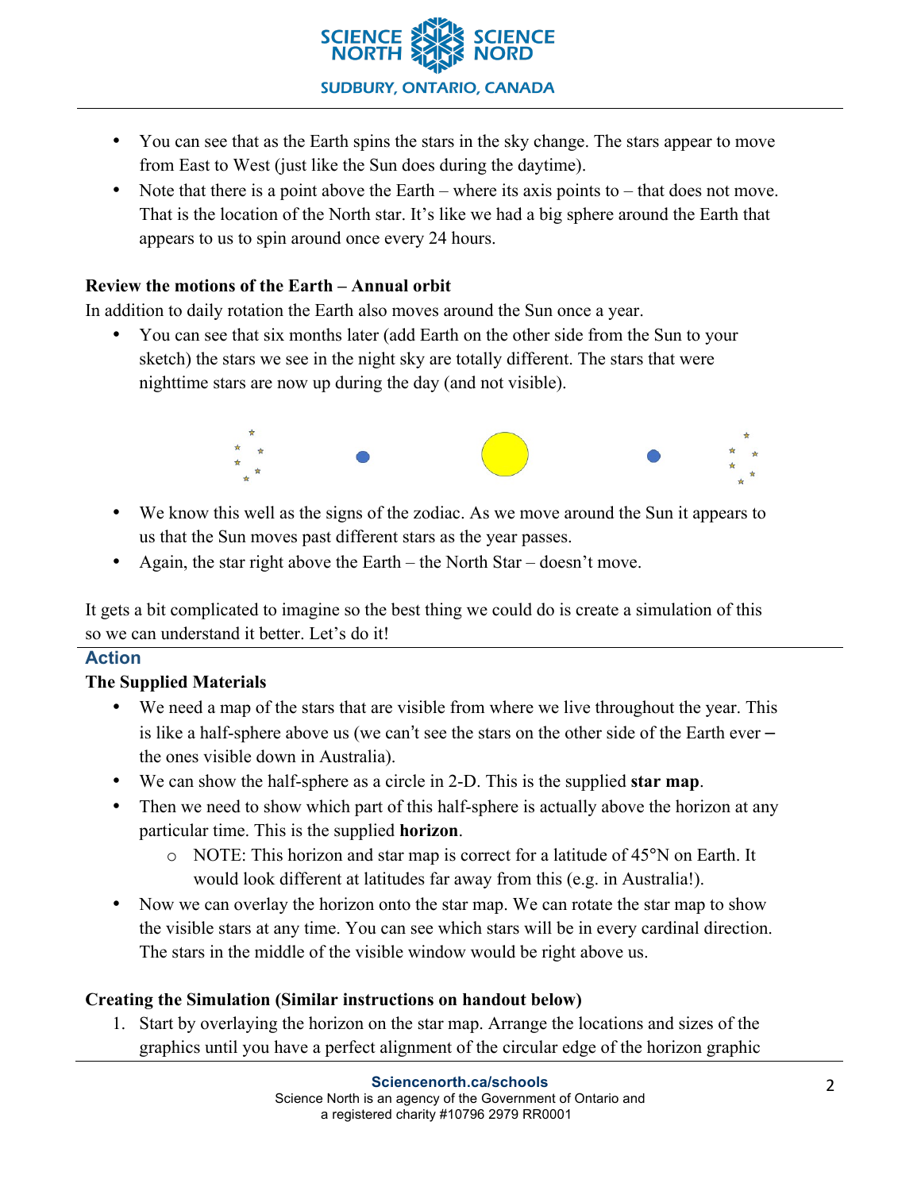- You can see that as the Earth spins the stars in the sky change. The stars appear to move from East to West (just like the Sun does during the daytime).
- Note that there is a point above the Earth – where its axis points to – that does not move. That is the location of the North star. It's like we had a big sphere around the Earth that appears to us to spin around once every 24 hours.

**Review the motions of the Earth – Annual orbit**

In addition to daily rotation the Earth also moves around the Sun once a year.

- You can see that six months later (add Earth on the other side from the Sun to your sketch) the stars we see in the night sky are totally different. The stars that were nighttime stars are now up during the day (and not visible).

- We know this well as the signs of the zodiac. As we move around the Sun it appears to us that the Sun moves past different stars as the year passes.
- Again, the star right above the Earth – the North Star – doesn't move.

It gets a bit complicated to imagine so the best thing we could do is create a simulation of this so we can understand it better. Let's do it!

## Action

**The Supplied Materials**

- We need a map of the stars that are visible from where we live throughout the year. This is like a half-sphere above us (we can't see the stars on the other side of the Earth ever – the ones visible down in Australia).
- We can show the half-sphere as a circle in 2-D. This is the supplied **star map**.
- Then we need to show which part of this half-sphere is actually above the horizon at any particular time. This is the supplied **horizon**.
  - NOTE: This horizon and star map is correct for a latitude of 45°N on Earth. It would look different at latitudes far away from this (e.g. in Australia!).
- Now we can overlay the horizon onto the star map. We can rotate the star map to show the visible stars at any time. You can see which stars will be in every cardinal direction. The stars in the middle of the visible window would be right above us.

**Creating the Simulation (Similar instructions on handout below)**

1. Start by overlaying the horizon on the star map. Arrange the locations and sizes of the graphics until you have a perfect alignment of the circular edge of the horizon graphic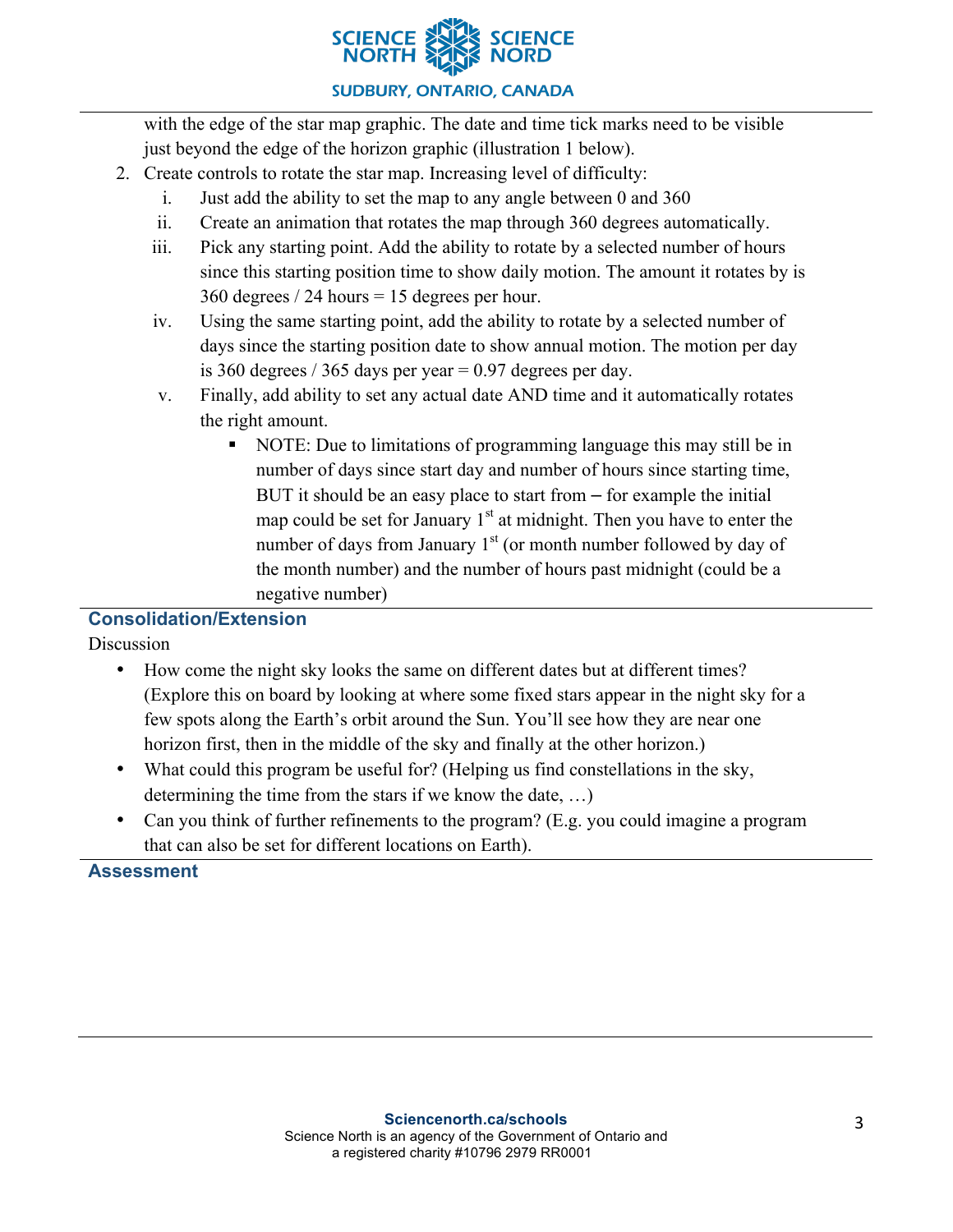with the edge of the star map graphic. The date and time tick marks need to be visible just beyond the edge of the horizon graphic (illustration 1 below).

2. Create controls to rotate the star map. Increasing level of difficulty:
   i. Just add the ability to set the map to any angle between 0 and 360
   ii. Create an animation that rotates the map through 360 degrees automatically.
   iii. Pick any starting point. Add the ability to rotate by a selected number of hours since this starting position time to show daily motion. The amount it rotates by is 360 degrees / 24 hours = 15 degrees per hour.
   iv. Using the same starting point, add the ability to rotate by a selected number of days since the starting position date to show annual motion. The motion per day is 360 degrees / 365 days per year = 0.97 degrees per day.
   v. Finally, add ability to set any actual date AND time and it automatically rotates the right amount.
      - NOTE: Due to limitations of programming language this may still be in number of days since start day and number of hours since starting time, BUT it should be an easy place to start from – for example the initial map could be set for January 1st at midnight. Then you have to enter the number of days from January 1st (or month number followed by day of the month number) and the number of hours past midnight (could be a negative number)

## Consolidation/Extension

Discussion

- How come the night sky looks the same on different dates but at different times? (Explore this on board by looking at where some fixed stars appear in the night sky for a few spots along the Earth's orbit around the Sun. You'll see how they are near one horizon first, then in the middle of the sky and finally at the other horizon.)
- What could this program be useful for? (Helping us find constellations in the sky, determining the time from the stars if we know the date, …)
- Can you think of further refinements to the program? (E.g. you could imagine a program that can also be set for different locations on Earth).

## Assessment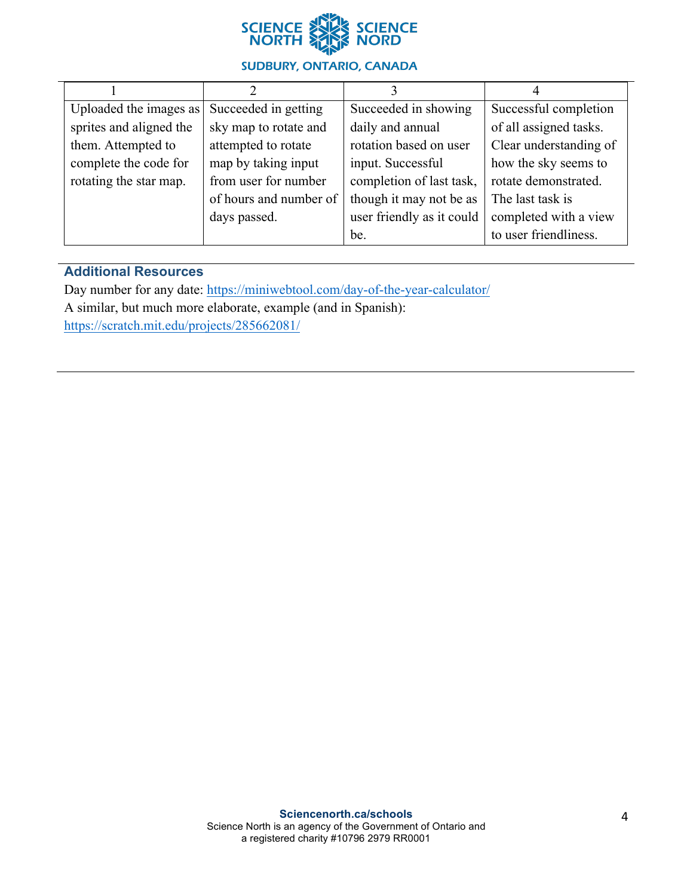| 1 | 2 | 3 | 4 |
|---|---|---|---|
| Uploaded the images as sprites and aligned the them. Attempted to complete the code for rotating the star map. | Succeeded in getting sky map to rotate and attempted to rotate map by taking input from user for number of hours and number of days passed. | Succeeded in showing daily and annual rotation based on user input. Successful completion of last task, though it may not be as user friendly as it could be. | Successful completion of all assigned tasks. Clear understanding of how the sky seems to rotate demonstrated. The last task is completed with a view to user friendliness. |

## Additional Resources

Day number for any date: https://miniwebtool.com/day-of-the-year-calculator/

A similar, but much more elaborate, example (and in Spanish):
https://scratch.mit.edu/projects/285662081/